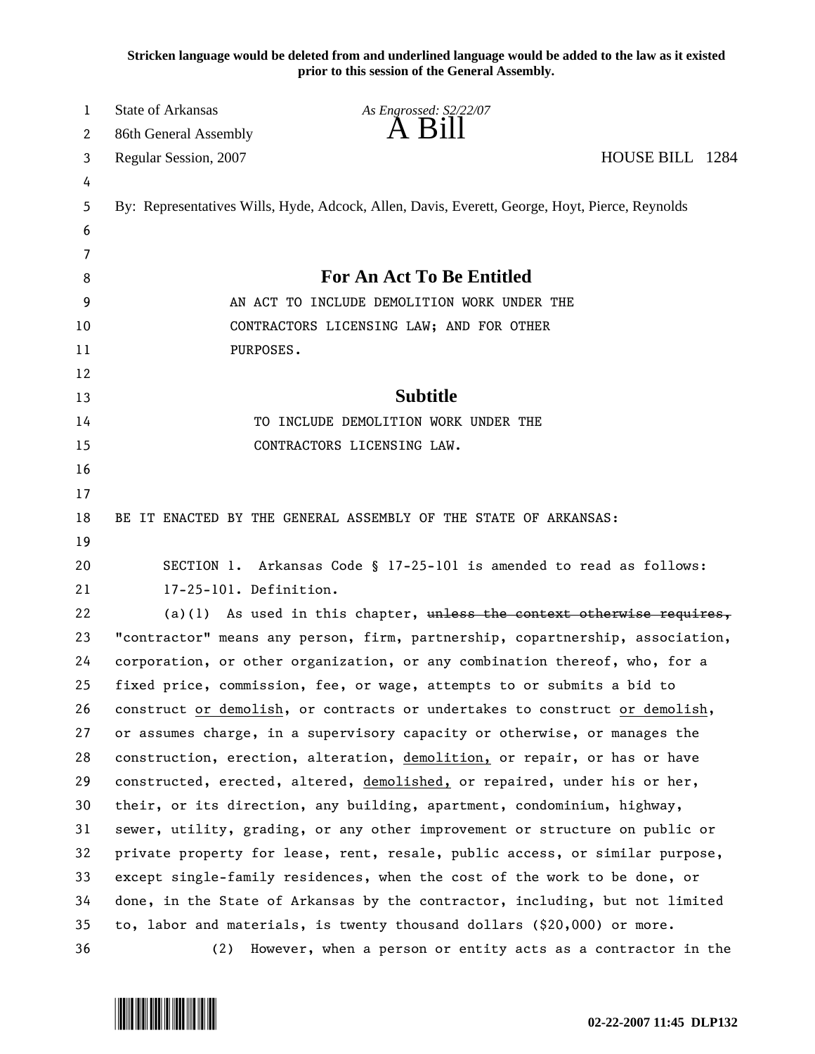**Stricken language would be deleted from and underlined language would be added to the law as it existed prior to this session of the General Assembly.**

State of Arkansas *As Engrossed: S2/22/07*
86th General Assembly
# A Bill
Regular Session, 2007 HOUSE BILL 1284

By: Representatives Wills, Hyde, Adcock, Allen, Davis, Everett, George, Hoyt, Pierce, Reynolds

## For An Act To Be Entitled

AN ACT TO INCLUDE DEMOLITION WORK UNDER THE CONTRACTORS LICENSING LAW; AND FOR OTHER PURPOSES.

## Subtitle

TO INCLUDE DEMOLITION WORK UNDER THE CONTRACTORS LICENSING LAW.

BE IT ENACTED BY THE GENERAL ASSEMBLY OF THE STATE OF ARKANSAS:

SECTION 1. Arkansas Code § 17-25-101 is amended to read as follows:

17-25-101. Definition.

(a)(1) As used in this chapter, ~~unless the context otherwise requires,~~ "contractor" means any person, firm, partnership, copartnership, association, corporation, or other organization, or any combination thereof, who, for a fixed price, commission, fee, or wage, attempts to or submits a bid to construct <u>or demolish</u>, or contracts or undertakes to construct <u>or demolish</u>, or assumes charge, in a supervisory capacity or otherwise, or manages the construction, erection, alteration, <u>demolition,</u> or repair, or has or have constructed, erected, altered, <u>demolished,</u> or repaired, under his or her, their, or its direction, any building, apartment, condominium, highway, sewer, utility, grading, or any other improvement or structure on public or private property for lease, rent, resale, public access, or similar purpose, except single-family residences, when the cost of the work to be done, or done, in the State of Arkansas by the contractor, including, but not limited to, labor and materials, is twenty thousand dollars ($20,000) or more.

(2) However, when a person or entity acts as a contractor in the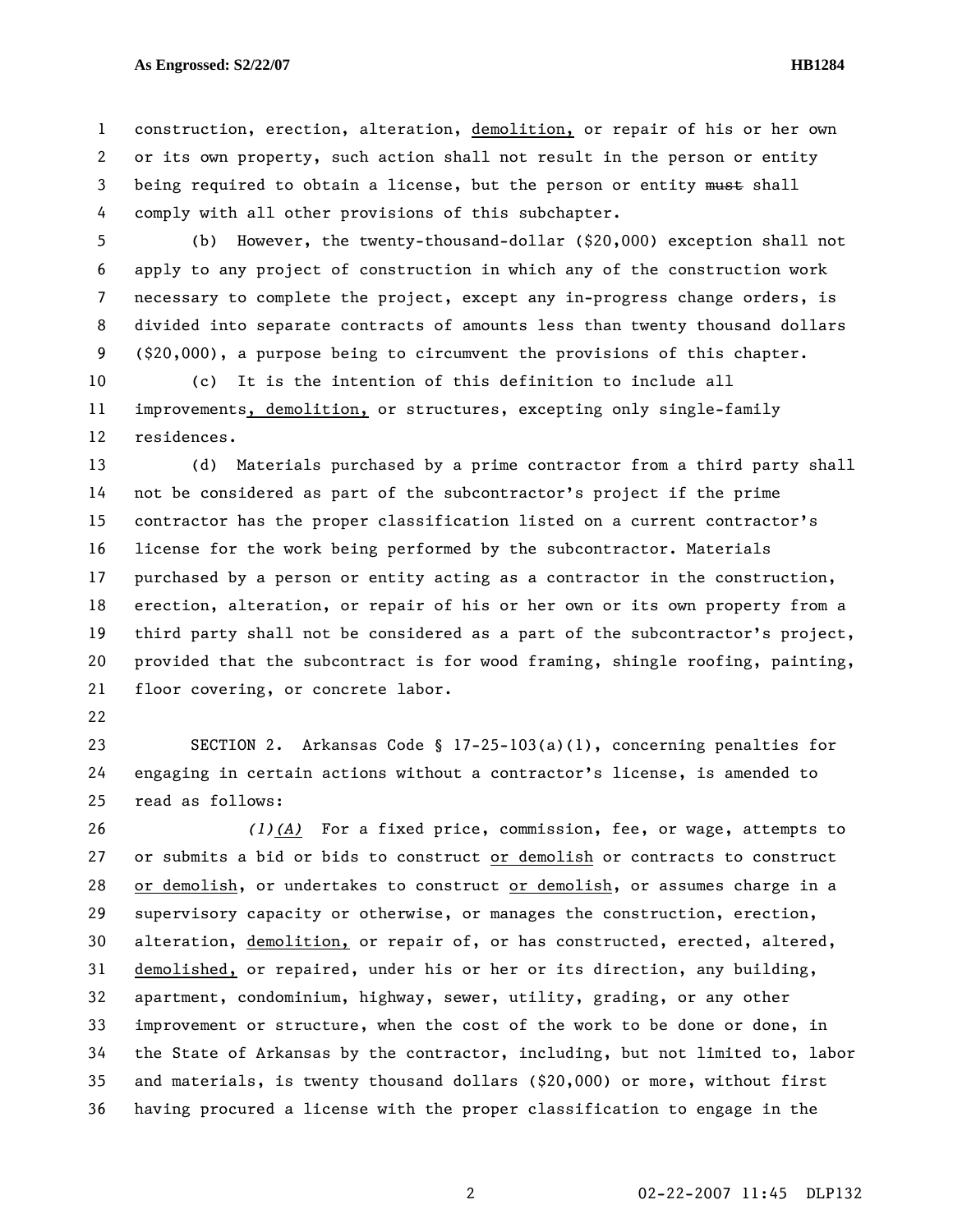construction, erection, alteration, demolition, or repair of his or her own or its own property, such action shall not result in the person or entity being required to obtain a license, but the person or entity ~~must~~ shall comply with all other provisions of this subchapter.

(b) However, the twenty-thousand-dollar ($20,000) exception shall not apply to any project of construction in which any of the construction work necessary to complete the project, except any in-progress change orders, is divided into separate contracts of amounts less than twenty thousand dollars ($20,000), a purpose being to circumvent the provisions of this chapter.

(c) It is the intention of this definition to include all improvements, demolition, or structures, excepting only single-family residences.

(d) Materials purchased by a prime contractor from a third party shall not be considered as part of the subcontractor's project if the prime contractor has the proper classification listed on a current contractor's license for the work being performed by the subcontractor. Materials purchased by a person or entity acting as a contractor in the construction, erection, alteration, or repair of his or her own or its own property from a third party shall not be considered as a part of the subcontractor's project, provided that the subcontract is for wood framing, shingle roofing, painting, floor covering, or concrete labor.

SECTION 2. Arkansas Code § 17-25-103(a)(1), concerning penalties for engaging in certain actions without a contractor's license, is amended to read as follows:

*(1)(A)* For a fixed price, commission, fee, or wage, attempts to or submits a bid or bids to construct or demolish or contracts to construct or demolish, or undertakes to construct or demolish, or assumes charge in a supervisory capacity or otherwise, or manages the construction, erection, alteration, demolition, or repair of, or has constructed, erected, altered, demolished, or repaired, under his or her or its direction, any building, apartment, condominium, highway, sewer, utility, grading, or any other improvement or structure, when the cost of the work to be done or done, in the State of Arkansas by the contractor, including, but not limited to, labor and materials, is twenty thousand dollars ($20,000) or more, without first having procured a license with the proper classification to engage in the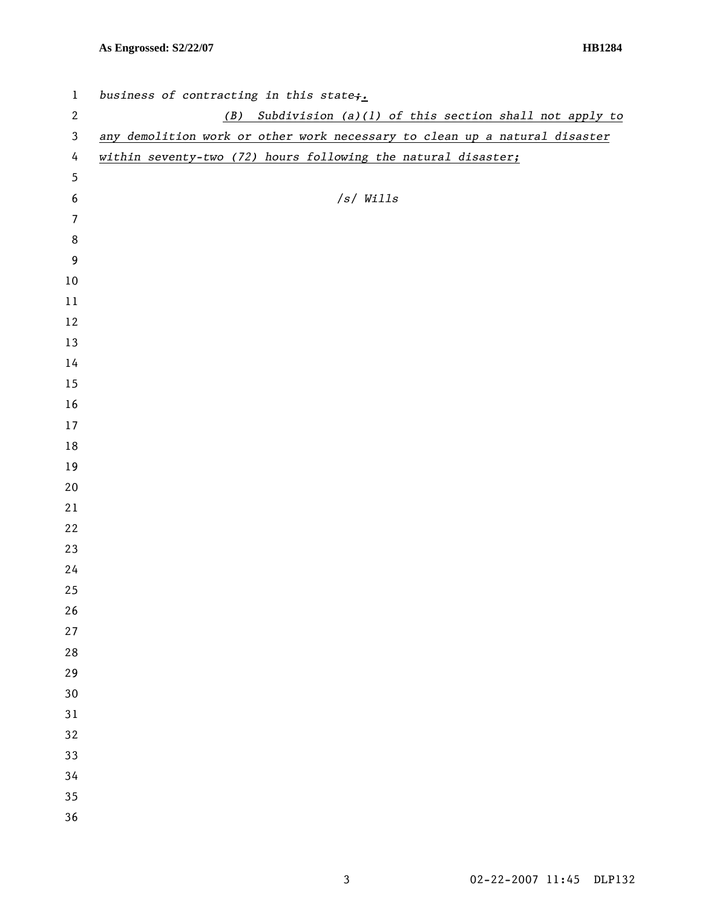*business of contracting in this state~~;~~.*

*(B) Subdivision (a)(1) of this section shall not apply to any demolition work or other work necessary to clean up a natural disaster within seventy-two (72) hours following the natural disaster;*

/s/ Wills

02-22-2007 11:45 DLP132